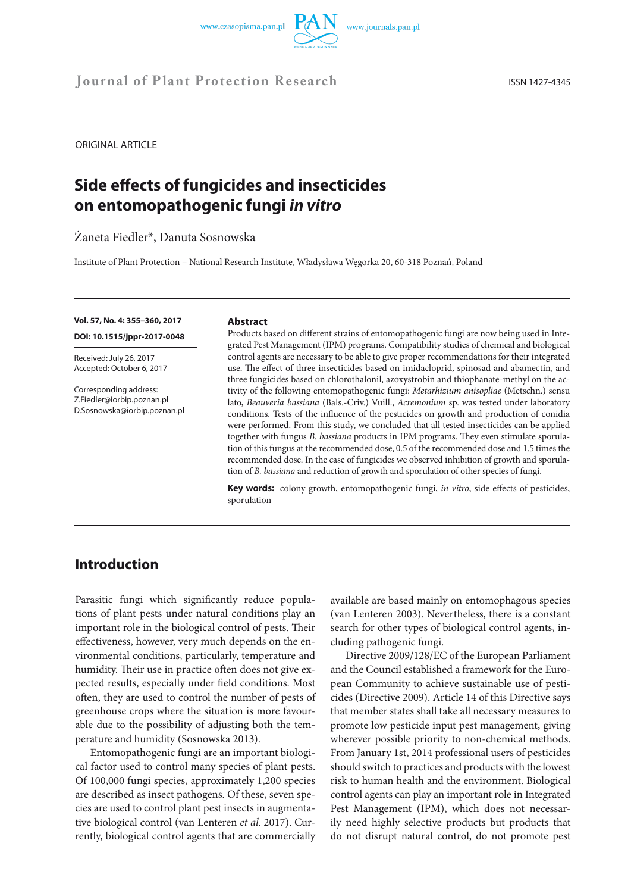ORIGINAL ARTICLE

# Side effects of fungicides and insecticides on entomopathogenic fungi *in vitro*

Żaneta Fiedler*, Danuta Sosnowska

Institute of Plant Protection – National Research Institute, Władysława Węgorka 20, 60-318 Poznań, Poland

**Vol. 57, No. 4: 355–360, 2017**

**DOI: 10.1515/jppr-2017-0048**

Received: July 26, 2017
Accepted: October 6, 2017

Corresponding address:
Z.Fiedler@iorbip.poznan.pl
D.Sosnowska@iorbip.poznan.pl

**Abstract**

Products based on different strains of entomopathogenic fungi are now being used in Integrated Pest Management (IPM) programs. Compatibility studies of chemical and biological control agents are necessary to be able to give proper recommendations for their integrated use. The effect of three insecticides based on imidacloprid, spinosad and abamectin, and three fungicides based on chlorothalonil, azoxystrobin and thiophanate-methyl on the activity of the following entomopathogenic fungi: *Metarhizium anisopliae* (Metschn.) sensu lato, *Beauveria bassiana* (Bals.-Criv.) Vuill., *Acremonium* sp. was tested under laboratory conditions. Tests of the influence of the pesticides on growth and production of conidia were performed. From this study, we concluded that all tested insecticides can be applied together with fungus *B. bassiana* products in IPM programs. They even stimulate sporulation of this fungus at the recommended dose, 0.5 of the recommended dose and 1.5 times the recommended dose. In the case of fungicides we observed inhibition of growth and sporulation of *B. bassiana* and reduction of growth and sporulation of other species of fungi.

**Key words:** colony growth, entomopathogenic fungi, *in vitro*, side effects of pesticides, sporulation

## Introduction

Parasitic fungi which significantly reduce populations of plant pests under natural conditions play an important role in the biological control of pests. Their effectiveness, however, very much depends on the environmental conditions, particularly, temperature and humidity. Their use in practice often does not give expected results, especially under field conditions. Most often, they are used to control the number of pests of greenhouse crops where the situation is more favourable due to the possibility of adjusting both the temperature and humidity (Sosnowska 2013).

Entomopathogenic fungi are an important biological factor used to control many species of plant pests. Of 100,000 fungi species, approximately 1,200 species are described as insect pathogens. Of these, seven species are used to control plant pest insects in augmentative biological control (van Lenteren *et al*. 2017). Currently, biological control agents that are commercially available are based mainly on entomophagous species (van Lenteren 2003). Nevertheless, there is a constant search for other types of biological control agents, including pathogenic fungi.

Directive 2009/128/EC of the European Parliament and the Council established a framework for the European Community to achieve sustainable use of pesticides (Directive 2009). Article 14 of this Directive says that member states shall take all necessary measures to promote low pesticide input pest management, giving wherever possible priority to non-chemical methods. From January 1st, 2014 professional users of pesticides should switch to practices and products with the lowest risk to human health and the environment. Biological control agents can play an important role in Integrated Pest Management (IPM), which does not necessarily need highly selective products but products that do not disrupt natural control, do not promote pest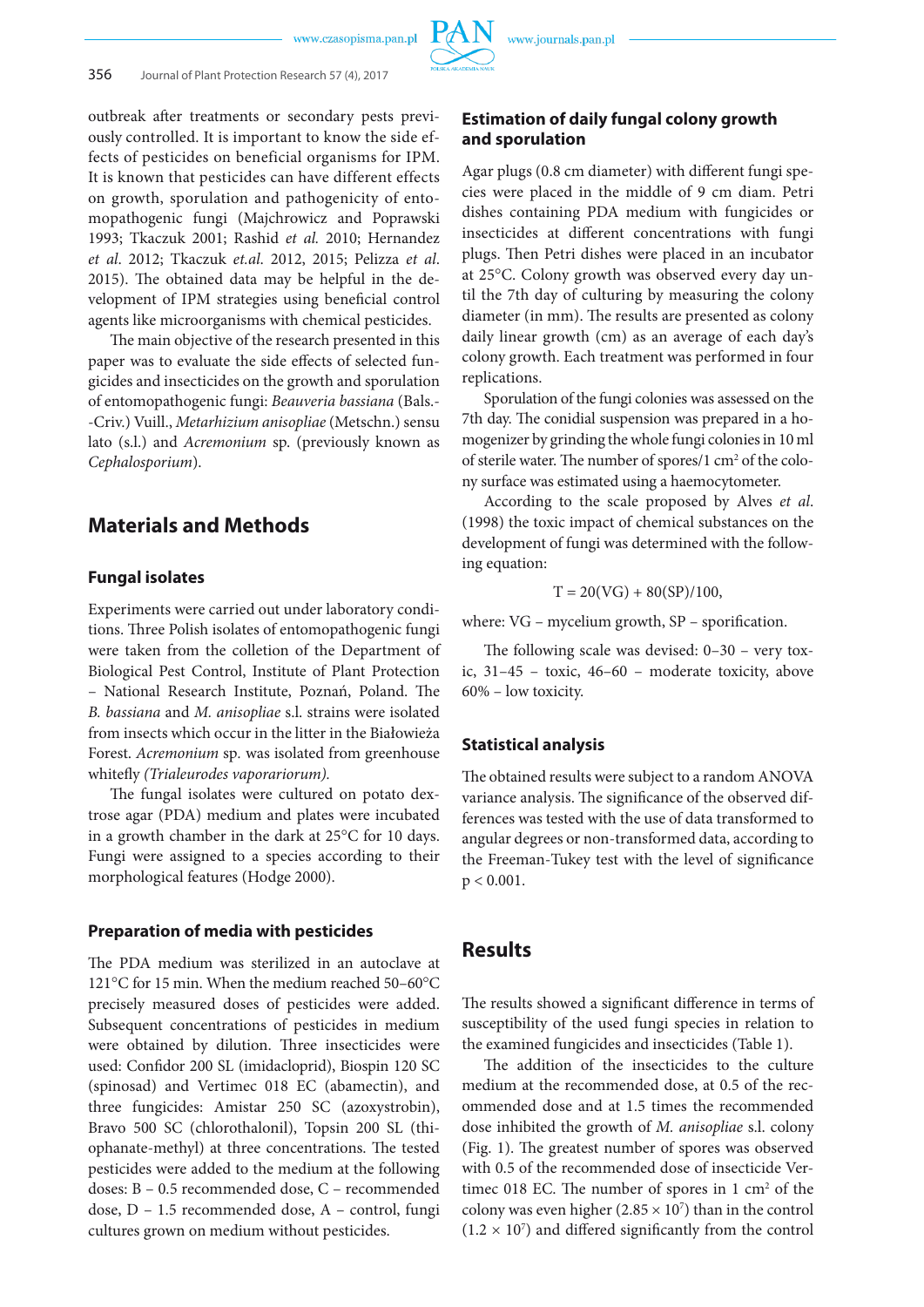outbreak after treatments or secondary pests previously controlled. It is important to know the side effects of pesticides on beneficial organisms for IPM. It is known that pesticides can have different effects on growth, sporulation and pathogenicity of entomopathogenic fungi (Majchrowicz and Poprawski 1993; Tkaczuk 2001; Rashid *et al.* 2010; Hernandez *et al.* 2012; Tkaczuk *et.al.* 2012, 2015; Pelizza *et al.* 2015). The obtained data may be helpful in the development of IPM strategies using beneficial control agents like microorganisms with chemical pesticides.

The main objective of the research presented in this paper was to evaluate the side effects of selected fungicides and insecticides on the growth and sporulation of entomopathogenic fungi: *Beauveria bassiana* (Bals.-Criv.) Vuill., *Metarhizium anisopliae* (Metschn.) sensu lato (s.l.) and *Acremonium* sp. (previously known as *Cephalosporium*).

## Materials and Methods

### Fungal isolates

Experiments were carried out under laboratory conditions. Three Polish isolates of entomopathogenic fungi were taken from the colletion of the Department of Biological Pest Control, Institute of Plant Protection – National Research Institute, Poznań, Poland. The *B. bassiana* and *M. anisopliae* s.l. strains were isolated from insects which occur in the litter in the Białowieża Forest. *Acremonium* sp. was isolated from greenhouse whitefly *(Trialeurodes vaporariorum).*

The fungal isolates were cultured on potato dextrose agar (PDA) medium and plates were incubated in a growth chamber in the dark at 25°C for 10 days. Fungi were assigned to a species according to their morphological features (Hodge 2000).

### Preparation of media with pesticides

The PDA medium was sterilized in an autoclave at 121°C for 15 min. When the medium reached 50–60°C precisely measured doses of pesticides were added. Subsequent concentrations of pesticides in medium were obtained by dilution. Three insecticides were used: Confidor 200 SL (imidacloprid), Biospin 120 SC (spinosad) and Vertimec 018 EC (abamectin), and three fungicides: Amistar 250 SC (azoxystrobin), Bravo 500 SC (chlorothalonil), Topsin 200 SL (thiophanate-methyl) at three concentrations. The tested pesticides were added to the medium at the following doses: B – 0.5 recommended dose, C – recommended dose, D – 1.5 recommended dose, A – control, fungi cultures grown on medium without pesticides.

### Estimation of daily fungal colony growth and sporulation

Agar plugs (0.8 cm diameter) with different fungi species were placed in the middle of 9 cm diam. Petri dishes containing PDA medium with fungicides or insecticides at different concentrations with fungi plugs. Then Petri dishes were placed in an incubator at 25°C. Colony growth was observed every day until the 7th day of culturing by measuring the colony diameter (in mm). The results are presented as colony daily linear growth (cm) as an average of each day's colony growth. Each treatment was performed in four replications.

Sporulation of the fungi colonies was assessed on the 7th day. The conidial suspension was prepared in a homogenizer by grinding the whole fungi colonies in 10 ml of sterile water. The number of spores/1 $cm^2$ of the colony surface was estimated using a haemocytometer.

According to the scale proposed by Alves *et al.* (1998) the toxic impact of chemical substances on the development of fungi was determined with the following equation:

$$T = 20(VG) + 80(SP)/100,$$

where: VG – mycelium growth, SP – sporification.

The following scale was devised: 0–30 – very toxic, 31–45 – toxic, 46–60 – moderate toxicity, above 60% – low toxicity.

### Statistical analysis

The obtained results were subject to a random ANOVA variance analysis. The significance of the observed differences was tested with the use of data transformed to angular degrees or non-transformed data, according to the Freeman-Tukey test with the level of significance $p < 0.001$.

## Results

The results showed a significant difference in terms of susceptibility of the used fungi species in relation to the examined fungicides and insecticides (Table 1).

The addition of the insecticides to the culture medium at the recommended dose, at 0.5 of the recommended dose and at 1.5 times the recommended dose inhibited the growth of *M. anisopliae* s.l. colony (Fig. 1). The greatest number of spores was observed with 0.5 of the recommended dose of insecticide Vertimec 018 EC. The number of spores in 1 $cm^2$ of the colony was even higher ($2.85 \times 10^7$) than in the control ($1.2 \times 10^7$) and differed significantly from the control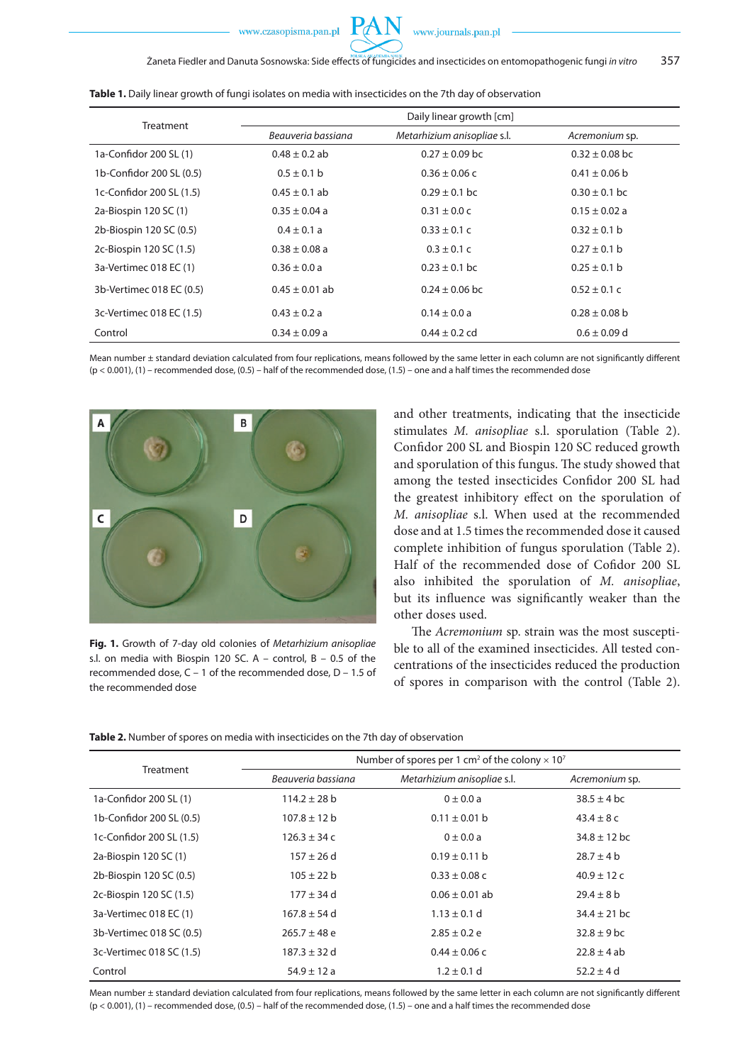**Table 1.** Daily linear growth of fungi isolates on media with insecticides on the 7th day of observation

| Treatment | Daily linear growth [cm] | | |
|---|---|---|---|
| | *Beauveria bassiana* | *Metarhizium anisopliae* s.l. | *Acremonium* sp. |
| 1a-Confidor 200 SL (1) | 0.48 ± 0.2 ab | 0.27 ± 0.09 bc | 0.32 ± 0.08 bc |
| 1b-Confidor 200 SL (0.5) | 0.5 ± 0.1 b | 0.36 ± 0.06 c | 0.41 ± 0.06 b |
| 1c-Confidor 200 SL (1.5) | 0.45 ± 0.1 ab | 0.29 ± 0.1 bc | 0.30 ± 0.1 bc |
| 2a-Biospin 120 SC (1) | 0.35 ± 0.04 a | 0.31 ± 0.0 c | 0.15 ± 0.02 a |
| 2b-Biospin 120 SC (0.5) | 0.4 ± 0.1 a | 0.33 ± 0.1 c | 0.32 ± 0.1 b |
| 2c-Biospin 120 SC (1.5) | 0.38 ± 0.08 a | 0.3 ± 0.1 c | 0.27 ± 0.1 b |
| 3a-Vertimec 018 EC (1) | 0.36 ± 0.0 a | 0.23 ± 0.1 bc | 0.25 ± 0.1 b |
| 3b-Vertimec 018 EC (0.5) | 0.45 ± 0.01 ab | 0.24 ± 0.06 bc | 0.52 ± 0.1 c |
| 3c-Vertimec 018 EC (1.5) | 0.43 ± 0.2 a | 0.14 ± 0.0 a | 0.28 ± 0.08 b |
| Control | 0.34 ± 0.09 a | 0.44 ± 0.2 cd | 0.6 ± 0.09 d |

Mean number ± standard deviation calculated from four replications, means followed by the same letter in each column are not significantly different ($p < 0.001$), (1) – recommended dose, (0.5) – half of the recommended dose, (1.5) – one and a half times the recommended dose

**Fig. 1.** Growth of 7-day old colonies of *Metarhizium anisopliae* s.l. on media with Biospin 120 SC. A – control, B – 0.5 of the recommended dose, C – 1 of the recommended dose, D – 1.5 of the recommended dose

and other treatments, indicating that the insecticide stimulates *M. anisopliae* s.l. sporulation (Table 2). Confidor 200 SL and Biospin 120 SC reduced growth and sporulation of this fungus. The study showed that among the tested insecticides Confidor 200 SL had the greatest inhibitory effect on the sporulation of *M. anisopliae* s.l. When used at the recommended dose and at 1.5 times the recommended dose it caused complete inhibition of fungus sporulation (Table 2). Half of the recommended dose of Cofidor 200 SL also inhibited the sporulation of *M. anisopliae*, but its influence was significantly weaker than the other doses used.

The *Acremonium* sp. strain was the most susceptible to all of the examined insecticides. All tested concentrations of the insecticides reduced the production of spores in comparison with the control (Table 2).

**Table 2.** Number of spores on media with insecticides on the 7th day of observation

| Treatment | Number of spores per 1 cm² of the colony × $10^7$ | | |
|---|---|---|---|
| | *Beauveria bassiana* | *Metarhizium anisopliae* s.l. | *Acremonium* sp. |
| 1a-Confidor 200 SL (1) | 114.2 ± 28 b | 0 ± 0.0 a | 38.5 ± 4 bc |
| 1b-Confidor 200 SL (0.5) | 107.8 ± 12 b | 0.11 ± 0.01 b | 43.4 ± 8 c |
| 1c-Confidor 200 SL (1.5) | 126.3 ± 34 c | 0 ± 0.0 a | 34.8 ± 12 bc |
| 2a-Biospin 120 SC (1) | 157 ± 26 d | 0.19 ± 0.11 b | 28.7 ± 4 b |
| 2b-Biospin 120 SC (0.5) | 105 ± 22 b | 0.33 ± 0.08 c | 40.9 ± 12 c |
| 2c-Biospin 120 SC (1.5) | 177 ± 34 d | 0.06 ± 0.01 ab | 29.4 ± 8 b |
| 3a-Vertimec 018 EC (1) | 167.8 ± 54 d | 1.13 ± 0.1 d | 34.4 ± 21 bc |
| 3b-Vertimec 018 SC (0.5) | 265.7 ± 48 e | 2.85 ± 0.2 e | 32.8 ± 9 bc |
| 3c-Vertimec 018 SC (1.5) | 187.3 ± 32 d | 0.44 ± 0.06 c | 22.8 ± 4 ab |
| Control | 54.9 ± 12 a | 1.2 ± 0.1 d | 52.2 ± 4 d |

Mean number ± standard deviation calculated from four replications, means followed by the same letter in each column are not significantly different ($p < 0.001$), (1) – recommended dose, (0.5) – half of the recommended dose, (1.5) – one and a half times the recommended dose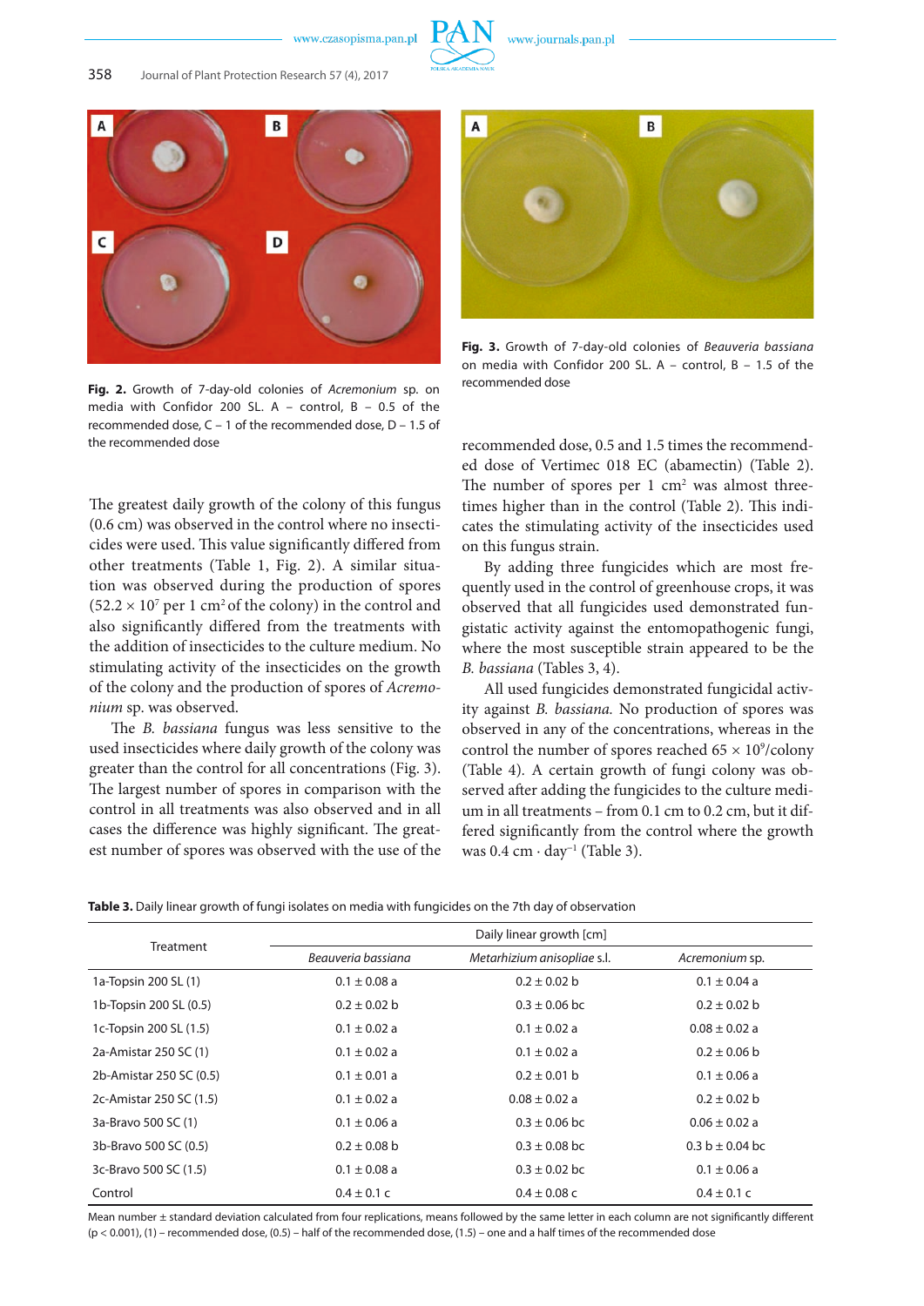Fig. 2. Growth of 7-day-old colonies of *Acremonium* sp. on media with Confidor 200 SL. A – control, B – 0.5 of the recommended dose, C – 1 of the recommended dose, D – 1.5 of the recommended dose

Fig. 3. Growth of 7-day-old colonies of *Beauveria bassiana* on media with Confidor 200 SL. A – control, B – 1.5 of the recommended dose

The greatest daily growth of the colony of this fungus (0.6 cm) was observed in the control where no insecticides were used. This value significantly differed from other treatments (Table 1, Fig. 2). A similar situation was observed during the production of spores ($52.2 \times 10^7$ per 1 $cm^2$ of the colony) in the control and also significantly differed from the treatments with the addition of insecticides to the culture medium. No stimulating activity of the insecticides on the growth of the colony and the production of spores of *Acremonium* sp. was observed.

The *B. bassiana* fungus was less sensitive to the used insecticides where daily growth of the colony was greater than the control for all concentrations (Fig. 3). The largest number of spores in comparison with the control in all treatments was also observed and in all cases the difference was highly significant. The greatest number of spores was observed with the use of the recommended dose, 0.5 and 1.5 times the recommended dose of Vertimec 018 EC (abamectin) (Table 2). The number of spores per 1 $cm^2$ was almost three-times higher than in the control (Table 2). This indicates the stimulating activity of the insecticides used on this fungus strain.

By adding three fungicides which are most frequently used in the control of greenhouse crops, it was observed that all fungicides used demonstrated fungistatic activity against the entomopathogenic fungi, where the most susceptible strain appeared to be the *B. bassiana* (Tables 3, 4).

All used fungicides demonstrated fungicidal activity against *B. bassiana*. No production of spores was observed in any of the concentrations, whereas in the control the number of spores reached $65 \times 10^9$/colony (Table 4). A certain growth of fungi colony was observed after adding the fungicides to the culture medium in all treatments – from 0.1 cm to 0.2 cm, but it differed significantly from the control where the growth was 0.4 cm · $day^{-1}$ (Table 3).

**Table 3.** Daily linear growth of fungi isolates on media with fungicides on the 7th day of observation

| Treatment | Daily linear growth [cm] | | |
|---|---|---|---|
| | *Beauveria bassiana* | *Metarhizium anisopliae* s.l. | *Acremonium* sp. |
| 1a-Topsin 200 SL (1) | 0.1 ± 0.08 a | 0.2 ± 0.02 b | 0.1 ± 0.04 a |
| 1b-Topsin 200 SL (0.5) | 0.2 ± 0.02 b | 0.3 ± 0.06 bc | 0.2 ± 0.02 b |
| 1c-Topsin 200 SL (1.5) | 0.1 ± 0.02 a | 0.1 ± 0.02 a | 0.08 ± 0.02 a |
| 2a-Amistar 250 SC (1) | 0.1 ± 0.02 a | 0.1 ± 0.02 a | 0.2 ± 0.06 b |
| 2b-Amistar 250 SC (0.5) | 0.1 ± 0.01 a | 0.2 ± 0.01 b | 0.1 ± 0.06 a |
| 2c-Amistar 250 SC (1.5) | 0.1 ± 0.02 a | 0.08 ± 0.02 a | 0.2 ± 0.02 b |
| 3a-Bravo 500 SC (1) | 0.1 ± 0.06 a | 0.3 ± 0.06 bc | 0.06 ± 0.02 a |
| 3b-Bravo 500 SC (0.5) | 0.2 ± 0.08 b | 0.3 ± 0.08 bc | 0.3 b ± 0.04 bc |
| 3c-Bravo 500 SC (1.5) | 0.1 ± 0.08 a | 0.3 ± 0.02 bc | 0.1 ± 0.06 a |
| Control | 0.4 ± 0.1 c | 0.4 ± 0.08 c | 0.4 ± 0.1 c |

Mean number ± standard deviation calculated from four replications, means followed by the same letter in each column are not significantly different ($p < 0.001$), (1) – recommended dose, (0.5) – half of the recommended dose, (1.5) – one and a half times of the recommended dose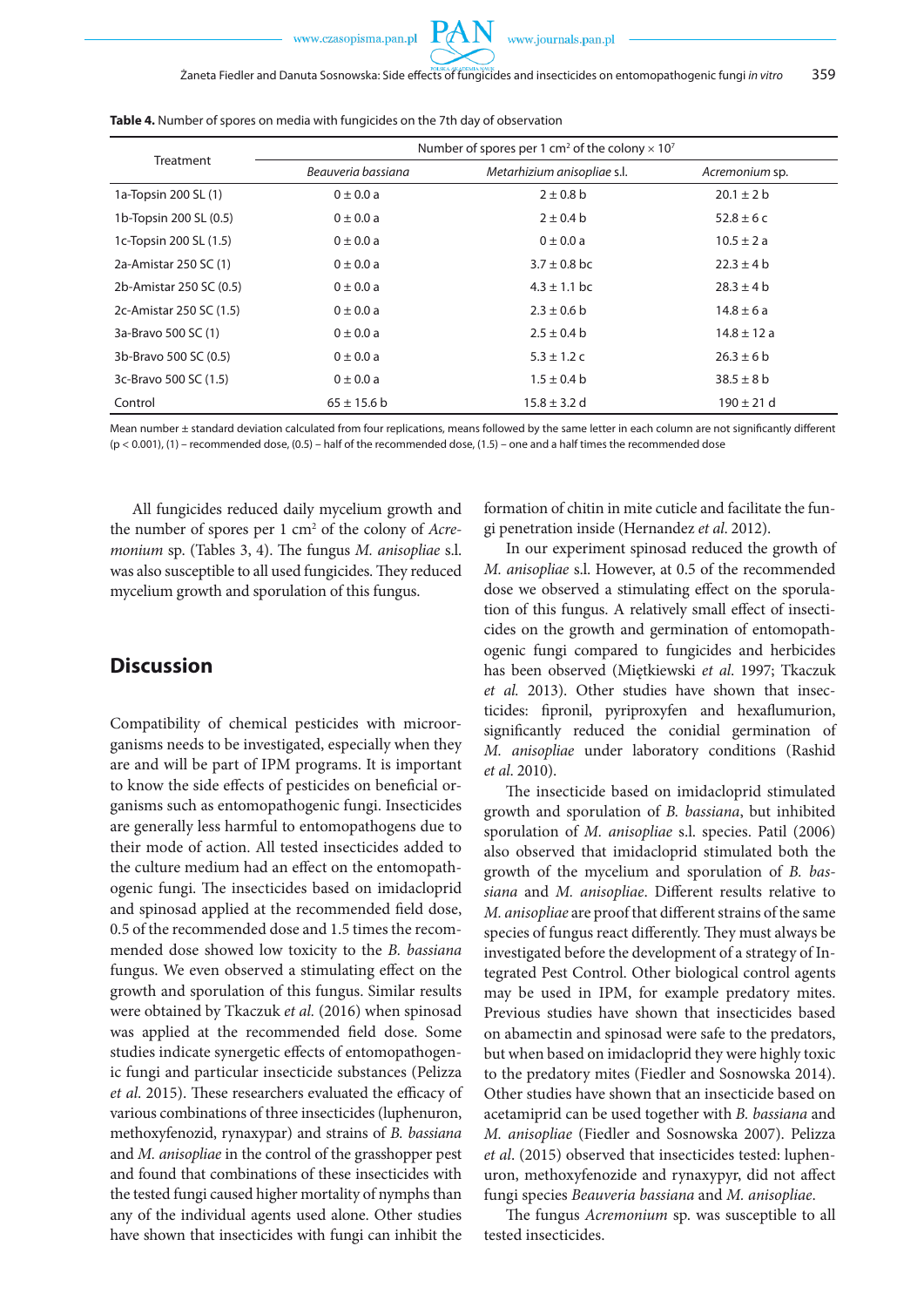**Table 4.** Number of spores on media with fungicides on the 7th day of observation

| Treatment | Number of spores per 1 cm² of the colony × 10⁷ | | |
|---|---|---|---|
| | *Beauveria bassiana* | *Metarhizium anisopliae* s.l. | *Acremonium* sp. |
| 1a-Topsin 200 SL (1) | 0 ± 0.0 a | 2 ± 0.8 b | 20.1 ± 2 b |
| 1b-Topsin 200 SL (0.5) | 0 ± 0.0 a | 2 ± 0.4 b | 52.8 ± 6 c |
| 1c-Topsin 200 SL (1.5) | 0 ± 0.0 a | 0 ± 0.0 a | 10.5 ± 2 a |
| 2a-Amistar 250 SC (1) | 0 ± 0.0 a | 3.7 ± 0.8 bc | 22.3 ± 4 b |
| 2b-Amistar 250 SC (0.5) | 0 ± 0.0 a | 4.3 ± 1.1 bc | 28.3 ± 4 b |
| 2c-Amistar 250 SC (1.5) | 0 ± 0.0 a | 2.3 ± 0.6 b | 14.8 ± 6 a |
| 3a-Bravo 500 SC (1) | 0 ± 0.0 a | 2.5 ± 0.4 b | 14.8 ± 12 a |
| 3b-Bravo 500 SC (0.5) | 0 ± 0.0 a | 5.3 ± 1.2 c | 26.3 ± 6 b |
| 3c-Bravo 500 SC (1.5) | 0 ± 0.0 a | 1.5 ± 0.4 b | 38.5 ± 8 b |
| Control | 65 ± 15.6 b | 15.8 ± 3.2 d | 190 ± 21 d |

Mean number ± standard deviation calculated from four replications, means followed by the same letter in each column are not significantly different ($p < 0.001$), (1) – recommended dose, (0.5) – half of the recommended dose, (1.5) – one and a half times the recommended dose

All fungicides reduced daily mycelium growth and the number of spores per 1 cm² of the colony of *Acremonium* sp. (Tables 3, 4). The fungus *M. anisopliae* s.l. was also susceptible to all used fungicides. They reduced mycelium growth and sporulation of this fungus.

## Discussion

Compatibility of chemical pesticides with microorganisms needs to be investigated, especially when they are and will be part of IPM programs. It is important to know the side effects of pesticides on beneficial organisms such as entomopathogenic fungi. Insecticides are generally less harmful to entomopathogens due to their mode of action. All tested insecticides added to the culture medium had an effect on the entomopathogenic fungi. The insecticides based on imidacloprid and spinosad applied at the recommended field dose, 0.5 of the recommended dose and 1.5 times the recommended dose showed low toxicity to the *B. bassiana* fungus. We even observed a stimulating effect on the growth and sporulation of this fungus. Similar results were obtained by Tkaczuk *et al.* (2016) when spinosad was applied at the recommended field dose. Some studies indicate synergetic effects of entomopathogenic fungi and particular insecticide substances (Pelizza *et al*. 2015). These researchers evaluated the efficacy of various combinations of three insecticides (luphenuron, methoxyfenozid, rynaxypar) and strains of *B. bassiana* and *M. anisopliae* in the control of the grasshopper pest and found that combinations of these insecticides with the tested fungi caused higher mortality of nymphs than any of the individual agents used alone. Other studies have shown that insecticides with fungi can inhibit the formation of chitin in mite cuticle and facilitate the fungi penetration inside (Hernandez *et al*. 2012).

In our experiment spinosad reduced the growth of *M. anisopliae* s.l. However, at 0.5 of the recommended dose we observed a stimulating effect on the sporulation of this fungus. A relatively small effect of insecticides on the growth and germination of entomopathogenic fungi compared to fungicides and herbicides has been observed (Miętkiewski *et al*. 1997; Tkaczuk *et al.* 2013). Other studies have shown that insecticides: fipronil, pyriproxyfen and hexaflumurion, significantly reduced the conidial germination of *M. anisopliae* under laboratory conditions (Rashid *et al*. 2010).

The insecticide based on imidacloprid stimulated growth and sporulation of *B. bassiana*, but inhibited sporulation of *M. anisopliae* s.l. species. Patil (2006) also observed that imidacloprid stimulated both the growth of the mycelium and sporulation of *B. bassiana* and *M. anisopliae*. Different results relative to *M. anisopliae* are proof that different strains of the same species of fungus react differently. They must always be investigated before the development of a strategy of Integrated Pest Control. Other biological control agents may be used in IPM, for example predatory mites. Previous studies have shown that insecticides based on abamectin and spinosad were safe to the predators, but when based on imidacloprid they were highly toxic to the predatory mites (Fiedler and Sosnowska 2014). Other studies have shown that an insecticide based on acetamiprid can be used together with *B. bassiana* and *M. anisopliae* (Fiedler and Sosnowska 2007). Pelizza *et al*. (2015) observed that insecticides tested: luphenuron, methoxyfenozide and rynaxypyr, did not affect fungi species *Beauveria bassiana* and *M. anisopliae*.

The fungus *Acremonium* sp. was susceptible to all tested insecticides.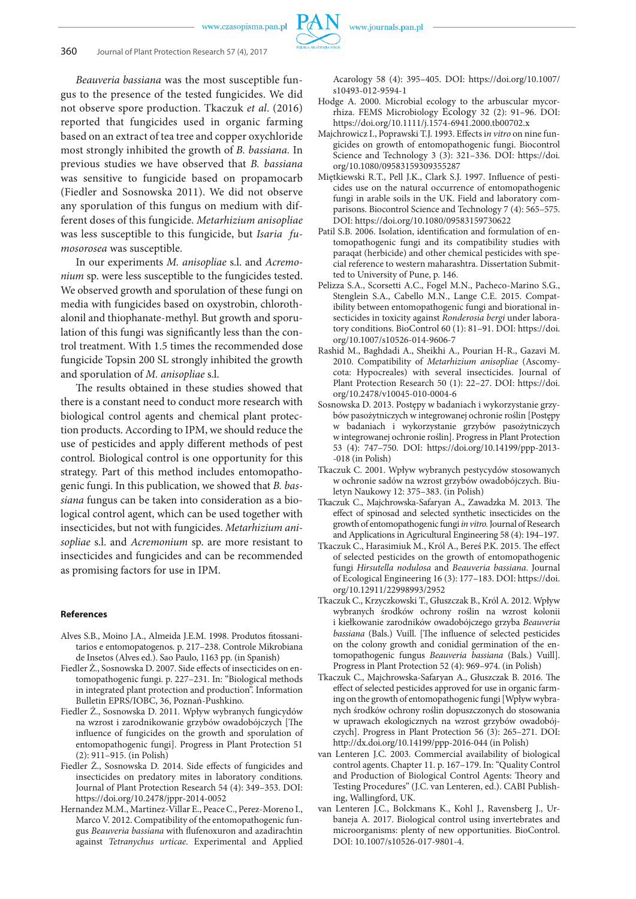*Beauveria bassiana* was the most susceptible fungus to the presence of the tested fungicides. We did not observe spore production. Tkaczuk *et al*. (2016) reported that fungicides used in organic farming based on an extract of tea tree and copper oxychloride most strongly inhibited the growth of *B. bassiana.* In previous studies we have observed that *B. bassiana* was sensitive to fungicide based on propamocarb (Fiedler and Sosnowska 2011). We did not observe any sporulation of this fungus on medium with different doses of this fungicide. *Metarhizium anisopliae* was less susceptible to this fungicide, but *Isaria fumosorosea* was susceptible.

In our experiments *M. anisopliae* s.l. and *Acremonium* sp. were less susceptible to the fungicides tested. We observed growth and sporulation of these fungi on media with fungicides based on oxystrobin, chlorothalonil and thiophanate-methyl. But growth and sporulation of this fungi was significantly less than the control treatment. With 1.5 times the recommended dose fungicide Topsin 200 SL strongly inhibited the growth and sporulation of *M. anisopliae* s.l.

The results obtained in these studies showed that there is a constant need to conduct more research with biological control agents and chemical plant protection products. According to IPM, we should reduce the use of pesticides and apply different methods of pest control. Biological control is one opportunity for this strategy. Part of this method includes entomopathogenic fungi. In this publication, we showed that *B. bassiana* fungus can be taken into consideration as a biological control agent, which can be used together with insecticides, but not with fungicides. *Metarhizium anisopliae* s.l. and *Acremonium* sp. are more resistant to insecticides and fungicides and can be recommended as promising factors for use in IPM.

## References

Alves S.B., Moino J.A., Almeida J.E.M. 1998. Produtos fitossanitarios e entomopatogenos. p. 217–238. Controle Mikrobiana de Insetos (Alves ed.). Sao Paulo, 1163 pp. (in Spanish)

Fiedler Ż., Sosnowska D. 2007. Side effects of insecticides on entomopathogenic fungi. p. 227–231. In: "Biological methods in integrated plant protection and production". Information Bulletin EPRS/IOBC, 36, Poznań-Pushkino.

Fiedler Ż., Sosnowska D. 2011. Wpływ wybranych fungicydów na wzrost i zarodnikowanie grzybów owadobójczych [The influence of fungicides on the growth and sporulation of entomopathogenic fungi]. Progress in Plant Protection 51 (2): 911–915. (in Polish)

Fiedler Ż., Sosnowska D. 2014. Side effects of fungicides and insecticides on predatory mites in laboratory conditions. Journal of Plant Protection Research 54 (4): 349–353. DOI: https://doi.org/10.2478/jppr-2014-0052

Hernandez M.M., Martinez-Villar E., Peace C., Perez-Moreno I., Marco V. 2012. Compatibility of the entomopathogenic fungus *Beauveria bassiana* with flufenoxuron and azadirachtin against *Tetranychus urticae*. Experimental and Applied Acarology 58 (4): 395–405. DOI: https://doi.org/10.1007/s10493-012-9594-1

Hodge A. 2000. Microbial ecology to the arbuscular mycorrhiza. FEMS Microbiology Ecology 32 (2): 91–96. DOI: https://doi.org/10.1111/j.1574-6941.2000.tb00702.x

Majchrowicz I., Poprawski T.J. 1993. Effects i*n vitro* on nine fungicides on growth of entomopathogenic fungi. Biocontrol Science and Technology 3 (3): 321–336. DOI: https://doi.org/10.1080/09583159309355287

Miętkiewski R.T., Pell J.K., Clark S.J. 1997. Influence of pesticides use on the natural occurrence of entomopathogenic fungi in arable soils in the UK. Field and laboratory comparisons. Biocontrol Science and Technology 7 (4): 565–575. DOI: https://doi.org/10.1080/09583159730622

Patil S.B. 2006. Isolation, identification and formulation of entomopathogenic fungi and its compatibility studies with paraqat (herbicide) and other chemical pesticides with special reference to western maharashtra. Dissertation Submitted to University of Pune, p. 146.

Pelizza S.A., Scorsetti A.C., Fogel M.N., Pacheco-Marino S.G., Stenglein S.A., Cabello M.N., Lange C.E. 2015. Compatibility between entomopathogenic fungi and biorational insecticides in toxicity against *Ronderosia bergi* under laboratory conditions. BioControl 60 (1): 81–91. DOI: https://doi.org/10.1007/s10526-014-9606-7

Rashid M., Baghdadi A., Sheikhi A., Pourian H-R., Gazavi M. 2010. Compatibility of *Metarhizium anisopliae* (Ascomycota: Hypocreales) with several insecticides. Journal of Plant Protection Research 50 (1): 22–27. DOI: https://doi.org/10.2478/v10045-010-0004-6

Sosnowska D. 2013. Postępy w badaniach i wykorzystanie grzybów pasożytniczych w integrowanej ochronie roślin [Postępy w badaniach i wykorzystanie grzybów pasożytniczych w integrowanej ochronie roślin]. Progress in Plant Protection 53 (4): 747–750. DOI: https://doi.org/10.14199/ppp-2013-018 (in Polish)

Tkaczuk C. 2001. Wpływ wybranych pestycydów stosowanych w ochronie sadów na wzrost grzybów owadobójczych. Biuletyn Naukowy 12: 375–383. (in Polish)

Tkaczuk C., Majchrowska-Safaryan A., Zawadzka M. 2013. The effect of spinosad and selected synthetic insecticides on the growth of entomopathogenic fungi *in vitro.* Journal of Research and Applications in Agricultural Engineering 58 (4): 194–197.

Tkaczuk C., Harasimiuk M., Król A., Bereś P.K. 2015. The effect of selected pesticides on the growth of entomopathogenic fungi *Hirsutella nodulosa* and *Beauveria bassiana.* Journal of Ecological Engineering 16 (3): 177–183. DOI: https://doi.org/10.12911/22998993/2952

Tkaczuk C., Krzyczkowski T., Głuszczak B., Król A. 2012. Wpływ wybranych środków ochrony roślin na wzrost kolonii i kiełkowanie zarodników owadobójczego grzyba *Beauveria bassiana* (Bals.) Vuill. [The influence of selected pesticides on the colony growth and conidial germination of the entomopathogenic fungus *Beauveria bassiana* (Bals.) Vuill]. Progress in Plant Protection 52 (4): 969–974. (in Polish)

Tkaczuk C., Majchrowska-Safaryan A., Głuszczak B. 2016. The effect of selected pesticides approved for use in organic farming on the growth of entomopathogenic fungi [Wpływ wybranych środków ochrony roślin dopuszczonych do stosowania w uprawach ekologicznych na wzrost grzybów owadobójczych]. Progress in Plant Protection 56 (3): 265–271. DOI: http://dx.doi.org/10.14199/ppp-2016-044 (in Polish)

van Lenteren J.C. 2003. Commercial availability of biological control agents. Chapter 11. p. 167–179. In: "Quality Control and Production of Biological Control Agents: Theory and Testing Procedures" (J.C. van Lenteren, ed.). CABI Publishing, Wallingford, UK.

van Lenteren J.C., Bolckmans K., Kohl J., Ravensberg J., Urbaneja A. 2017. Biological control using invertebrates and microorganisms: plenty of new opportunities. BioControl. DOI: 10.1007/s10526-017-9801-4.